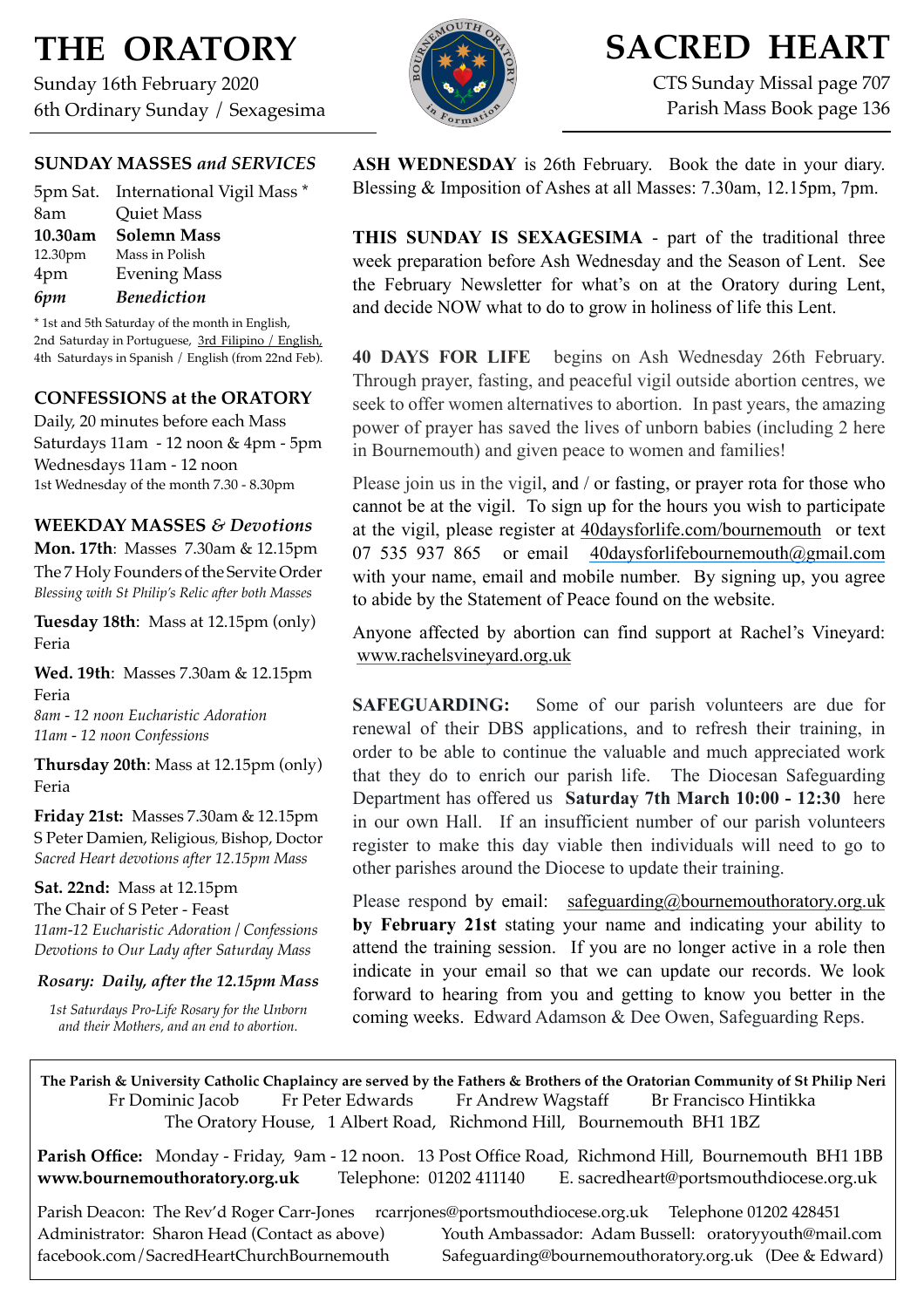# THE ORATORY

Sunday 16th February 2020
6th Ordinary Sunday / Sexagesima

# SACRED HEART

CTS Sunday Missal page 707
Parish Mass Book page 136

## SUNDAY MASSES *and SERVICES*

| | |
|---|---|
| 5pm Sat. | International Vigil Mass * |
| 8am | Quiet Mass |
| **10.30am** | **Solemn Mass** |
| 12.30pm | Mass in Polish |
| 4pm | Evening Mass |
| *6pm* | ***Benediction*** |

* 1st and 5th Saturday of the month in English, 2nd Saturday in Portuguese, 3rd Filipino / English, 4th Saturdays in Spanish / English (from 22nd Feb).

## CONFESSIONS at the ORATORY

Daily, 20 minutes before each Mass
Saturdays 11am - 12 noon & 4pm - 5pm
Wednesdays 11am - 12 noon
1st Wednesday of the month 7.30 - 8.30pm

## WEEKDAY MASSES *& Devotions*

**Mon. 17th**: Masses 7.30am & 12.15pm
The 7 Holy Founders of the Servite Order
*Blessing with St Philip's Relic after both Masses*

**Tuesday 18th**: Mass at 12.15pm (only)
Feria

**Wed. 19th**: Masses 7.30am & 12.15pm
Feria
*8am - 12 noon Eucharistic Adoration*
*11am - 12 noon Confessions*

**Thursday 20th**: Mass at 12.15pm (only)
Feria

**Friday 21st:** Masses 7.30am & 12.15pm
S Peter Damien, Religious, Bishop, Doctor
*Sacred Heart devotions after 12.15pm Mass*

**Sat. 22nd:** Mass at 12.15pm
The Chair of S Peter - Feast
*11am-12 Eucharistic Adoration / Confessions*
*Devotions to Our Lady after Saturday Mass*

***Rosary: Daily, after the 12.15pm Mass***

*1st Saturdays Pro-Life Rosary for the Unborn and their Mothers, and an end to abortion.*

**ASH WEDNESDAY** is 26th February. Book the date in your diary. Blessing & Imposition of Ashes at all Masses: 7.30am, 12.15pm, 7pm.

**THIS SUNDAY IS SEXAGESIMA** - part of the traditional three week preparation before Ash Wednesday and the Season of Lent. See the February Newsletter for what's on at the Oratory during Lent, and decide NOW what to do to grow in holiness of life this Lent.

**40 DAYS FOR LIFE** begins on Ash Wednesday 26th February. Through prayer, fasting, and peaceful vigil outside abortion centres, we seek to offer women alternatives to abortion. In past years, the amazing power of prayer has saved the lives of unborn babies (including 2 here in Bournemouth) and given peace to women and families!

Please join us in the vigil, and / or fasting, or prayer rota for those who cannot be at the vigil. To sign up for the hours you wish to participate at the vigil, please register at 40daysforlife.com/bournemouth or text 07 535 937 865 or email 40daysforlifebournemouth@gmail.com with your name, email and mobile number. By signing up, you agree to abide by the Statement of Peace found on the website.

Anyone affected by abortion can find support at Rachel's Vineyard: www.rachelsvineyard.org.uk

**SAFEGUARDING:** Some of our parish volunteers are due for renewal of their DBS applications, and to refresh their training, in order to be able to continue the valuable and much appreciated work that they do to enrich our parish life. The Diocesan Safeguarding Department has offered us **Saturday 7th March 10:00 - 12:30** here in our own Hall. If an insufficient number of our parish volunteers register to make this day viable then individuals will need to go to other parishes around the Diocese to update their training.

Please respond by email: safeguarding@bournemouthoratory.org.uk **by February 21st** stating your name and indicating your ability to attend the training session. If you are no longer active in a role then indicate in your email so that we can update our records. We look forward to hearing from you and getting to know you better in the coming weeks. Edward Adamson & Dee Owen, Safeguarding Reps.

**The Parish & University Catholic Chaplaincy are served by the Fathers & Brothers of the Oratorian Community of St Philip Neri**
Fr Dominic Jacob Fr Peter Edwards Fr Andrew Wagstaff Br Francisco Hintikka
The Oratory House, 1 Albert Road, Richmond Hill, Bournemouth BH1 1BZ

**Parish Office:** Monday - Friday, 9am - 12 noon. 13 Post Office Road, Richmond Hill, Bournemouth BH1 1BB
**www.bournemouthoratory.org.uk** Telephone: 01202 411140 E. sacredheart@portsmouthdiocese.org.uk

Parish Deacon: The Rev'd Roger Carr-Jones rcarrjones@portsmouthdiocese.org.uk Telephone 01202 428451
Administrator: Sharon Head (Contact as above) Youth Ambassador: Adam Bussell: oratoryyouth@mail.com
facebook.com/SacredHeartChurchBournemouth Safeguarding@bournemouthoratory.org.uk (Dee & Edward)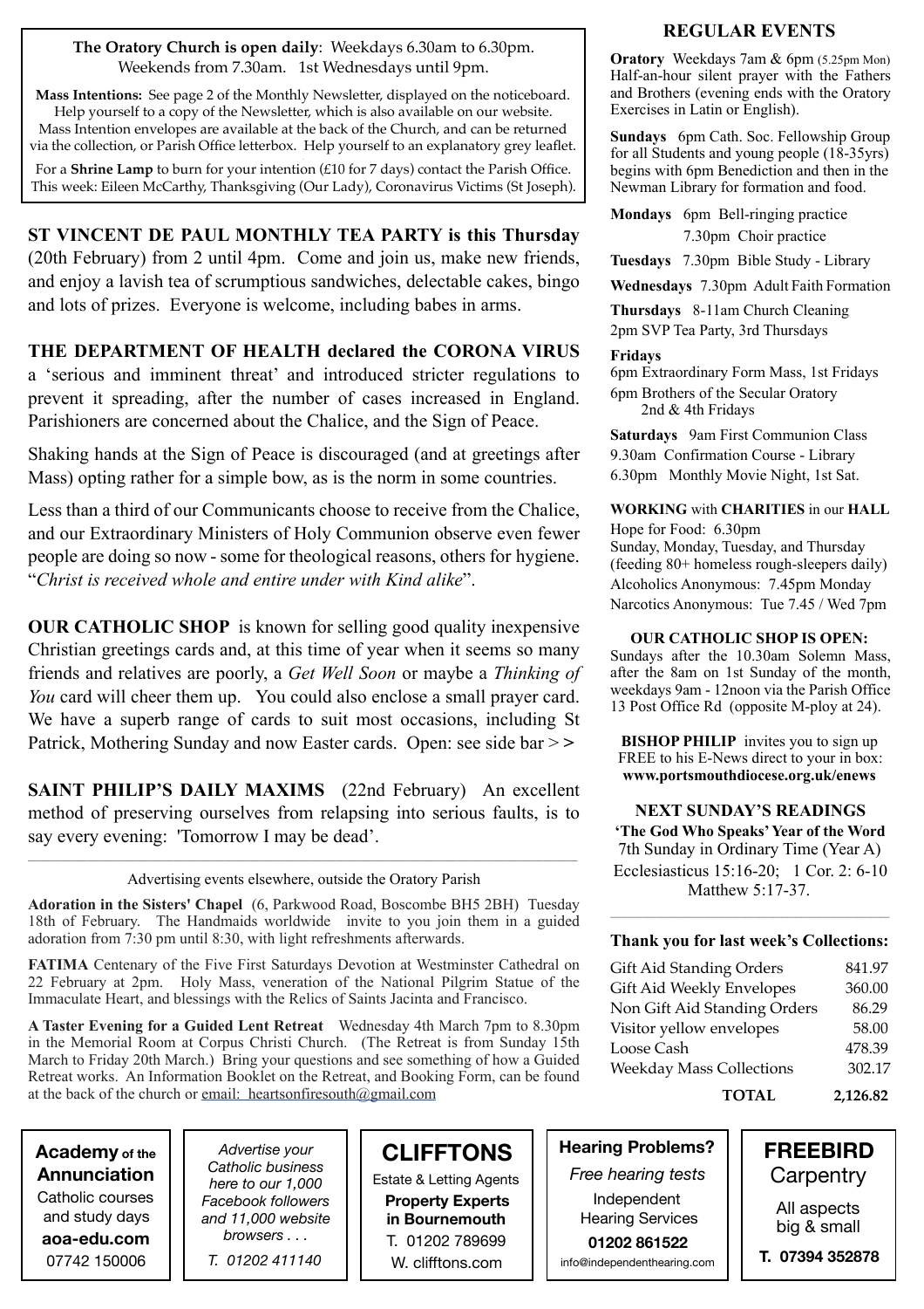**The Oratory Church is open daily**: Weekdays 6.30am to 6.30pm. Weekends from 7.30am. 1st Wednesdays until 9pm.

**Mass Intentions:** See page 2 of the Monthly Newsletter, displayed on the noticeboard. Help yourself to a copy of the Newsletter, which is also available on our website. Mass Intention envelopes are available at the back of the Church, and can be returned via the collection, or Parish Office letterbox. Help yourself to an explanatory grey leaflet.

For a **Shrine Lamp** to burn for your intention (£10 for 7 days) contact the Parish Office. This week: Eileen McCarthy, Thanksgiving (Our Lady), Coronavirus Victims (St Joseph).

**ST VINCENT DE PAUL MONTHLY TEA PARTY is this Thursday** (20th February) from 2 until 4pm. Come and join us, make new friends, and enjoy a lavish tea of scrumptious sandwiches, delectable cakes, bingo and lots of prizes. Everyone is welcome, including babes in arms.

**THE DEPARTMENT OF HEALTH declared the CORONA VIRUS** a 'serious and imminent threat' and introduced stricter regulations to prevent it spreading, after the number of cases increased in England. Parishioners are concerned about the Chalice, and the Sign of Peace.

Shaking hands at the Sign of Peace is discouraged (and at greetings after Mass) opting rather for a simple bow, as is the norm in some countries.

Less than a third of our Communicants choose to receive from the Chalice, and our Extraordinary Ministers of Holy Communion observe even fewer people are doing so now - some for theological reasons, others for hygiene. "*Christ is received whole and entire under with Kind alike*".

**OUR CATHOLIC SHOP** is known for selling good quality inexpensive Christian greetings cards and, at this time of year when it seems so many friends and relatives are poorly, a *Get Well Soon* or maybe a *Thinking of You* card will cheer them up. You could also enclose a small prayer card. We have a superb range of cards to suit most occasions, including St Patrick, Mothering Sunday and now Easter cards. Open: see side bar > >

**SAINT PHILIP'S DAILY MAXIMS** (22nd February) An excellent method of preserving ourselves from relapsing into serious faults, is to say every evening: 'Tomorrow I may be dead'.

---

Advertising events elsewhere, outside the Oratory Parish

**Adoration in the Sisters' Chapel** (6, Parkwood Road, Boscombe BH5 2BH) Tuesday 18th of February. The Handmaids worldwide invite to you join them in a guided adoration from 7:30 pm until 8:30, with light refreshments afterwards.

**FATIMA** Centenary of the Five First Saturdays Devotion at Westminster Cathedral on 22 February at 2pm. Holy Mass, veneration of the National Pilgrim Statue of the Immaculate Heart, and blessings with the Relics of Saints Jacinta and Francisco.

**A Taster Evening for a Guided Lent Retreat** Wednesday 4th March 7pm to 8.30pm in the Memorial Room at Corpus Christi Church. (The Retreat is from Sunday 15th March to Friday 20th March.) Bring your questions and see something of how a Guided Retreat works. An Information Booklet on the Retreat, and Booking Form, can be found at the back of the church or email: heartsonfiresouth@gmail.com

## REGULAR EVENTS

**Oratory** Weekdays 7am & 6pm (5.25pm Mon) Half-an-hour silent prayer with the Fathers and Brothers (evening ends with the Oratory Exercises in Latin or English).

**Sundays** 6pm Cath. Soc. Fellowship Group for all Students and young people (18-35yrs) begins with 6pm Benediction and then in the Newman Library for formation and food.

**Mondays** 6pm Bell-ringing practice
7.30pm Choir practice

**Tuesdays** 7.30pm Bible Study - Library

**Wednesdays** 7.30pm Adult Faith Formation

**Thursdays** 8-11am Church Cleaning
2pm SVP Tea Party, 3rd Thursdays

**Fridays**
6pm Extraordinary Form Mass, 1st Fridays
6pm Brothers of the Secular Oratory 2nd & 4th Fridays

**Saturdays** 9am First Communion Class
9.30am Confirmation Course - Library
6.30pm Monthly Movie Night, 1st Sat.

**WORKING** with **CHARITIES** in our **HALL**
Hope for Food: 6.30pm
Sunday, Monday, Tuesday, and Thursday (feeding 80+ homeless rough-sleepers daily)
Alcoholics Anonymous: 7.45pm Monday
Narcotics Anonymous: Tue 7.45 / Wed 7pm

**OUR CATHOLIC SHOP IS OPEN:**
Sundays after the 10.30am Solemn Mass, after the 8am on 1st Sunday of the month, weekdays 9am - 12noon via the Parish Office 13 Post Office Rd (opposite M-ploy at 24).

**BISHOP PHILIP** invites you to sign up FREE to his E-News direct to your in box: **www.portsmouthdiocese.org.uk/enews**

**NEXT SUNDAY'S READINGS**
**'The God Who Speaks' Year of the Word**
7th Sunday in Ordinary Time (Year A)
Ecclesiasticus 15:16-20; 1 Cor. 2: 6-10
Matthew 5:17-37.

---

**Thank you for last week's Collections:**

| | |
|---|---|
| Gift Aid Standing Orders | 841.97 |
| Gift Aid Weekly Envelopes | 360.00 |
| Non Gift Aid Standing Orders | 86.29 |
| Visitor yellow envelopes | 58.00 |
| Loose Cash | 478.39 |
| Weekday Mass Collections | 302.17 |
| **TOTAL** | **2,126.82** |

**Academy of the Annunciation**
Catholic courses and study days
**aoa-edu.com**
07742 150006

*Advertise your Catholic business here to our 1,000 Facebook followers and 11,000 website browsers . . .*
*T. 01202 411140*

**CLIFFTONS**
Estate & Letting Agents
**Property Experts in Bournemouth**
T. 01202 789699
W. clifftons.com

**Hearing Problems?**
*Free hearing tests*
Independent Hearing Services
**01202 861522**
info@independenthearing.com

**FREEBIRD** Carpentry
All aspects big & small
**T. 07394 352878**